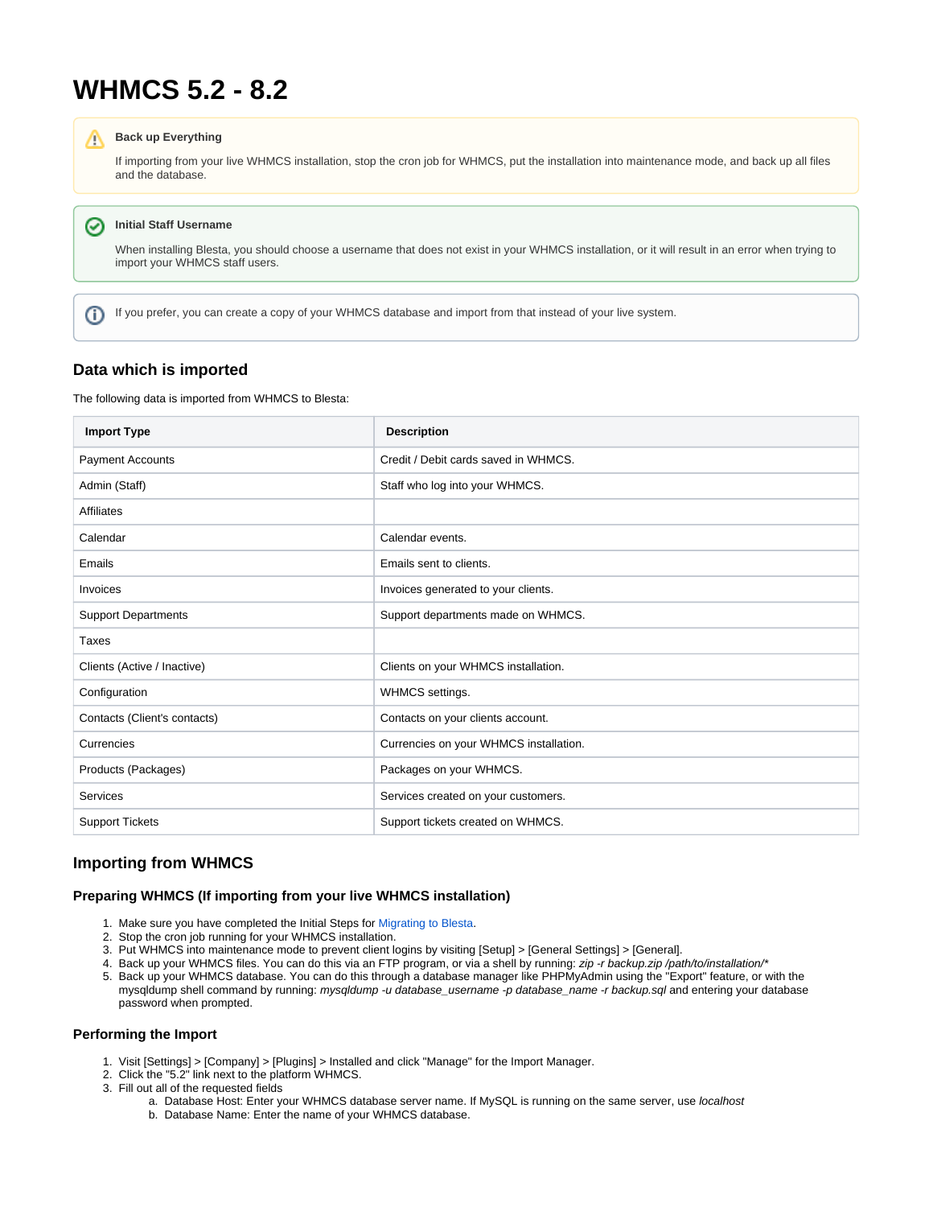# WHMCS 5.2 - 8.2

> **Back up Everything**
>
> If importing from your live WHMCS installation, stop the cron job for WHMCS, put the installation into maintenance mode, and back up all files and the database.

> **Initial Staff Username**
>
> When installing Blesta, you should choose a username that does not exist in your WHMCS installation, or it will result in an error when trying to import your WHMCS staff users.

> If you prefer, you can create a copy of your WHMCS database and import from that instead of your live system.

### Data which is imported

The following data is imported from WHMCS to Blesta:

| Import Type | Description |
|---|---|
| Payment Accounts | Credit / Debit cards saved in WHMCS. |
| Admin (Staff) | Staff who log into your WHMCS. |
| Affiliates | |
| Calendar | Calendar events. |
| Emails | Emails sent to clients. |
| Invoices | Invoices generated to your clients. |
| Support Departments | Support departments made on WHMCS. |
| Taxes | |
| Clients (Active / Inactive) | Clients on your WHMCS installation. |
| Configuration | WHMCS settings. |
| Contacts (Client's contacts) | Contacts on your clients account. |
| Currencies | Currencies on your WHMCS installation. |
| Products (Packages) | Packages on your WHMCS. |
| Services | Services created on your customers. |
| Support Tickets | Support tickets created on WHMCS. |

### Importing from WHMCS

#### Preparing WHMCS (If importing from your live WHMCS installation)

1. Make sure you have completed the Initial Steps for Migrating to Blesta.
2. Stop the cron job running for your WHMCS installation.
3. Put WHMCS into maintenance mode to prevent client logins by visiting [Setup] > [General Settings] > [General].
4. Back up your WHMCS files. You can do this via an FTP program, or via a shell by running: *zip -r backup.zip /path/to/installation/**
5. Back up your WHMCS database. You can do this through a database manager like PHPMyAdmin using the "Export" feature, or with the mysqldump shell command by running: *mysqldump -u database_username -p database_name -r backup.sql* and entering your database password when prompted.

#### Performing the Import

1. Visit [Settings] > [Company] > [Plugins] > Installed and click "Manage" for the Import Manager.
2. Click the "5.2" link next to the platform WHMCS.
3. Fill out all of the requested fields
    a. Database Host: Enter your WHMCS database server name. If MySQL is running on the same server, use *localhost*
    b. Database Name: Enter the name of your WHMCS database.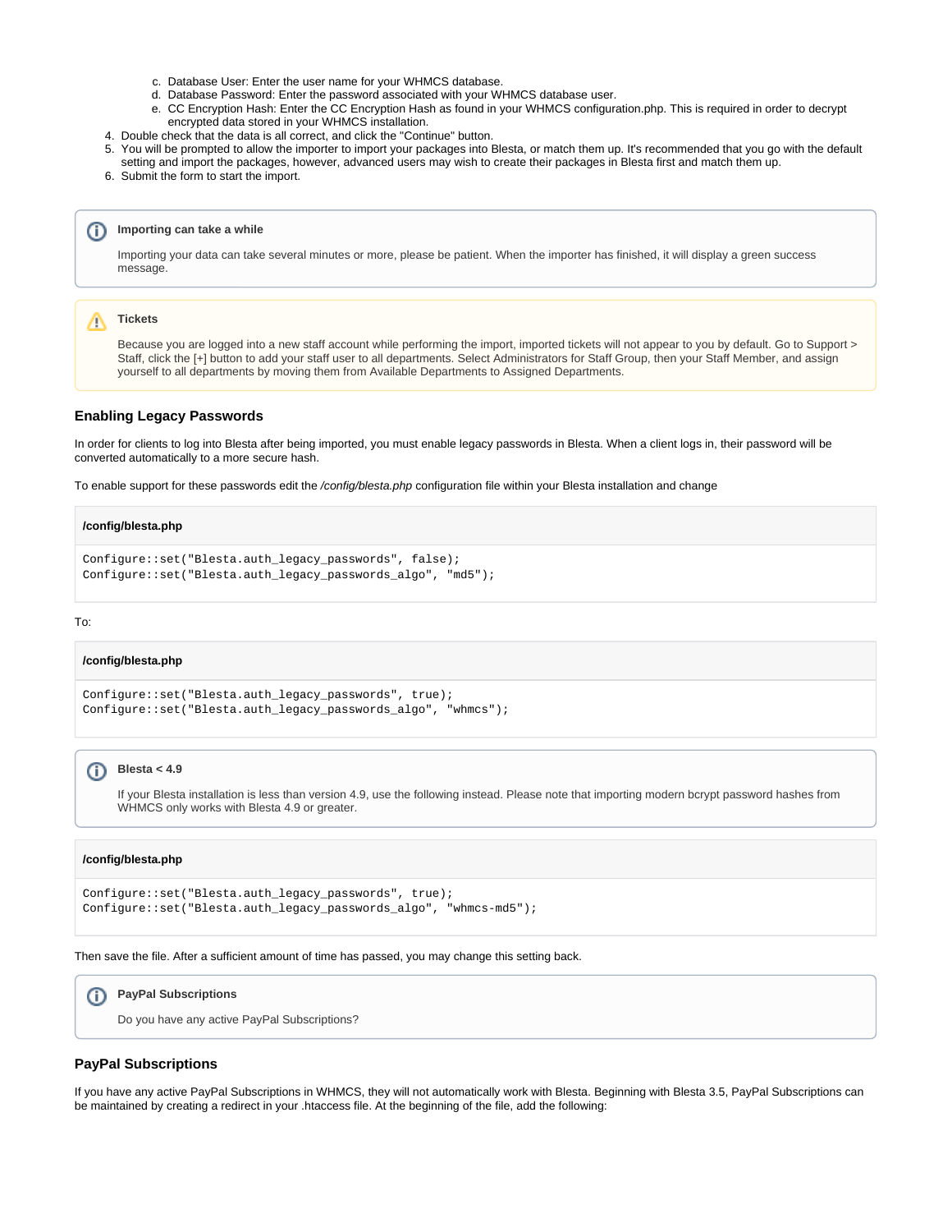c. Database User: Enter the user name for your WHMCS database.
   d. Database Password: Enter the password associated with your WHMCS database user.
   e. CC Encryption Hash: Enter the CC Encryption Hash as found in your WHMCS configuration.php. This is required in order to decrypt encrypted data stored in your WHMCS installation.
4. Double check that the data is all correct, and click the "Continue" button.
5. You will be prompted to allow the importer to import your packages into Blesta, or match them up. It's recommended that you go with the default setting and import the packages, however, advanced users may wish to create their packages in Blesta first and match them up.
6. Submit the form to start the import.

> **Importing can take a while**
>
> Importing your data can take several minutes or more, please be patient. When the importer has finished, it will display a green success message.

> **Tickets**
>
> Because you are logged into a new staff account while performing the import, imported tickets will not appear to you by default. Go to Support > Staff, click the [+] button to add your staff user to all departments. Select Administrators for Staff Group, then your Staff Member, and assign yourself to all departments by moving them from Available Departments to Assigned Departments.

### Enabling Legacy Passwords

In order for clients to log into Blesta after being imported, you must enable legacy passwords in Blesta. When a client logs in, their password will be converted automatically to a more secure hash.

To enable support for these passwords edit the */config/blesta.php* configuration file within your Blesta installation and change

**/config/blesta.php**

```
Configure::set("Blesta.auth_legacy_passwords", false);
Configure::set("Blesta.auth_legacy_passwords_algo", "md5");
```

To:

**/config/blesta.php**

```
Configure::set("Blesta.auth_legacy_passwords", true);
Configure::set("Blesta.auth_legacy_passwords_algo", "whmcs");
```

> **Blesta < 4.9**
>
> If your Blesta installation is less than version 4.9, use the following instead. Please note that importing modern bcrypt password hashes from WHMCS only works with Blesta 4.9 or greater.

**/config/blesta.php**

```
Configure::set("Blesta.auth_legacy_passwords", true);
Configure::set("Blesta.auth_legacy_passwords_algo", "whmcs-md5");
```

Then save the file. After a sufficient amount of time has passed, you may change this setting back.

> **PayPal Subscriptions**
>
> Do you have any active PayPal Subscriptions?

### PayPal Subscriptions

If you have any active PayPal Subscriptions in WHMCS, they will not automatically work with Blesta. Beginning with Blesta 3.5, PayPal Subscriptions can be maintained by creating a redirect in your .htaccess file. At the beginning of the file, add the following: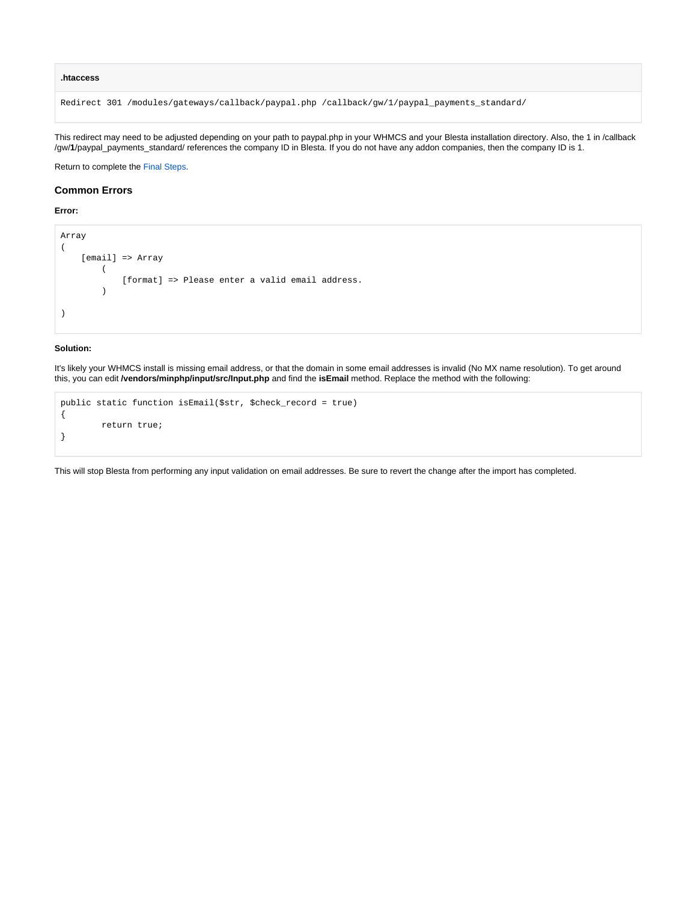**.htaccess**

```
Redirect 301 /modules/gateways/callback/paypal.php /callback/gw/1/paypal_payments_standard/
```

This redirect may need to be adjusted depending on your path to paypal.php in your WHMCS and your Blesta installation directory. Also, the 1 in /callback/gw/**1**/paypal_payments_standard/ references the company ID in Blesta. If you do not have any addon companies, then the company ID is 1.

Return to complete the Final Steps.

### Common Errors

**Error:**

```
Array
(
    [email] => Array
        (
            [format] => Please enter a valid email address.
        )

)
```

**Solution:**

It's likely your WHMCS install is missing email address, or that the domain in some email addresses is invalid (No MX name resolution). To get around this, you can edit **/vendors/minphp/input/src/Input.php** and find the **isEmail** method. Replace the method with the following:

```
public static function isEmail($str, $check_record = true)
{
        return true;
}
```

This will stop Blesta from performing any input validation on email addresses. Be sure to revert the change after the import has completed.